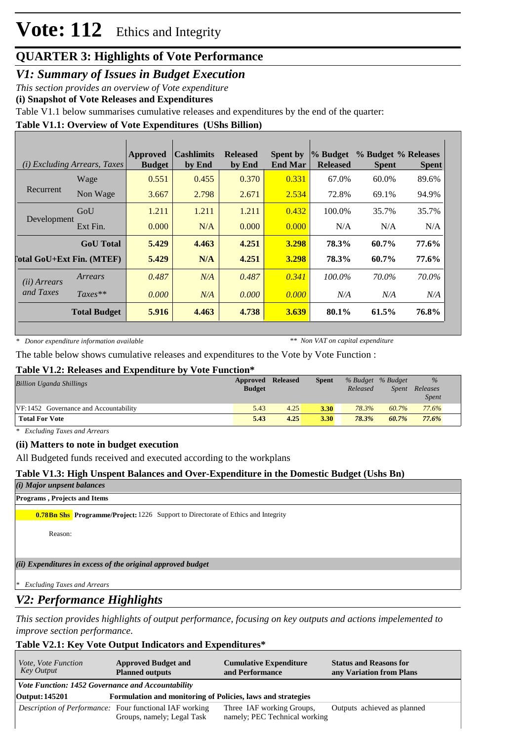# Vote: 112 Ethics and Integrity

## QUARTER 3: Highlights of Vote Performance

### *V1: Summary of Issues in Budget Execution*

*This section provides an overview of Vote expenditure*

**(i) Snapshot of Vote Releases and Expenditures**

Table V1.1 below summarises cumulative releases and expenditures by the end of the quarter:

**Table V1.1: Overview of Vote Expenditures (UShs Billion)**

| *(i) Excluding Arrears, Taxes* | | Approved Budget | Cashlimits by End | Released by End | Spent by End Mar | % Budget Released | % Budget Spent | % Releases Spent |
|---|---|---|---|---|---|---|---|---|
| Recurrent | Wage | 0.551 | 0.455 | 0.370 | 0.331 | 67.0% | 60.0% | 89.6% |
| | Non Wage | 3.667 | 2.798 | 2.671 | 2.534 | 72.8% | 69.1% | 94.9% |
| Development | GoU | 1.211 | 1.211 | 1.211 | 0.432 | 100.0% | 35.7% | 35.7% |
| | Ext Fin. | 0.000 | N/A | 0.000 | 0.000 | N/A | N/A | N/A |
| | **GoU Total** | **5.429** | **4.463** | **4.251** | **3.298** | **78.3%** | **60.7%** | **77.6%** |
| **Total GoU+Ext Fin. (MTEF)** | | **5.429** | **N/A** | **4.251** | **3.298** | **78.3%** | **60.7%** | **77.6%** |
| *(ii) Arrears and Taxes* | *Arrears* | *0.487* | *N/A* | *0.487* | *0.341* | *100.0%* | *70.0%* | *70.0%* |
| | *Taxes*** | *0.000* | *N/A* | *0.000* | *0.000* | *N/A* | *N/A* | *N/A* |
| | **Total Budget** | **5.916** | **4.463** | **4.738** | **3.639** | **80.1%** | **61.5%** | **76.8%** |

*\* Donor expenditure information available*  *\*\* Non VAT on capital expenditure*

The table below shows cumulative releases and expenditures to the Vote by Vote Function :

**Table V1.2: Releases and Expenditure by Vote Function***

| *Billion Uganda Shillings* | Approved Budget | Released | Spent | *% Budget Released* | *% Budget Spent* | *% Releases Spent* |
|---|---|---|---|---|---|---|
| VF:1452 Governance and Accountability | 5.43 | 4.25 | 3.30 | *78.3%* | *60.7%* | *77.6%* |
| **Total For Vote** | **5.43** | **4.25** | **3.30** | ***78.3%*** | ***60.7%*** | ***77.6%*** |

*\* Excluding Taxes and Arrears*

**(ii) Matters to note in budget execution**

All Budgeted funds received and executed according to the workplans

**Table V1.3: High Unspent Balances and Over-Expenditure in the Domestic Budget (Ushs Bn)**

***(i) Major unpsent balances***

**Programs , Projects and Items**

**0.78Bn Shs** **Programme/Project:** 1226 Support to Directorate of Ethics and Integrity

Reason:

***(ii) Expenditures in excess of the original approved budget***

*\* Excluding Taxes and Arrears*

### *V2: Performance Highlights*

*This section provides highlights of output performance, focusing on key outputs and actions impelemented to improve section performance.*

**Table V2.1: Key Vote Output Indicators and Expenditures***

| *Vote, Vote Function Key Output* | **Approved Budget and Planned outputs** | **Cumulative Expenditure and Performance** | **Status and Reasons for any Variation from Plans** |
|---|---|---|---|
| ***Vote Function: 1452 Governance and Accountability*** | | | |
| **Output: 145201** | **Formulation and monitoring of Policies, laws and strategies** | | |
| *Description of Performance:* | Four functional IAF working Groups, namely; Legal Task | Three IAF working Groups, namely; PEC Technical working | Outputs achieved as planned |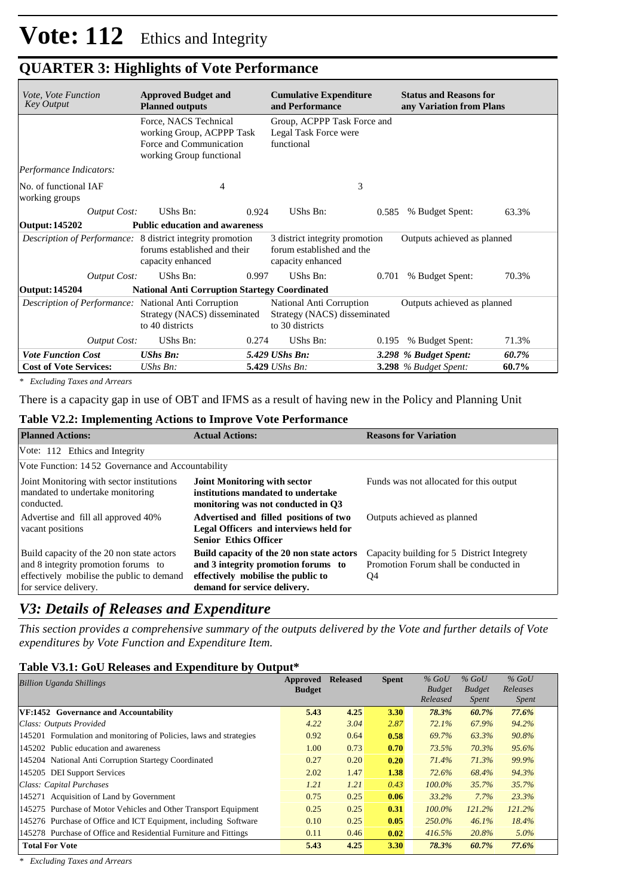# Vote: 112 Ethics and Integrity

## QUARTER 3: Highlights of Vote Performance

| *Vote, Vote Function Key Output* | **Approved Budget and Planned outputs** | | **Cumulative Expenditure and Performance** | | **Status and Reasons for any Variation from Plans** | |
|---|---|---|---|---|---|---|
| | Force, NACS Technical working Group, ACPPP Task Force and Communication working Group functional | | Group, ACPPP Task Force and Legal Task Force were functional | | | |
| *Performance Indicators:* | | | | | | |
| No. of functional IAF working groups | 4 | | 3 | | | |
| *Output Cost:* | UShs Bn: | 0.924 | UShs Bn: | 0.585 | % Budget Spent: | 63.3% |
| **Output: 145202** | **Public education and awareness** | | | | | |
| *Description of Performance:* | 8 district integrity promotion forums established and their capacity enhanced | | 3 district integrity promotion forum established and the capacity enhanced | | Outputs achieved as planned | |
| *Output Cost:* | UShs Bn: | 0.997 | UShs Bn: | 0.701 | % Budget Spent: | 70.3% |
| **Output: 145204** | **National Anti Corruption Startegy Coordinated** | | | | | |
| *Description of Performance:* | National Anti Corruption Strategy (NACS) disseminated to 40 districts | | National Anti Corruption Strategy (NACS) disseminated to 30 districts | | Outputs achieved as planned | |
| *Output Cost:* | UShs Bn: | 0.274 | UShs Bn: | 0.195 | % Budget Spent: | 71.3% |
| ***Vote Function Cost*** | ***UShs Bn:*** | ***5.429*** | ***UShs Bn:*** | ***3.298*** | ***% Budget Spent:*** | ***60.7%*** |
| **Cost of Vote Services:** | *UShs Bn:* | **5.429** | *UShs Bn:* | **3.298** | *% Budget Spent:* | **60.7%** |

*\* Excluding Taxes and Arrears*

There is a capacity gap in use of OBT and IFMS as a result of having new in the Policy and Planning Unit

### Table V2.2: Implementing Actions to Improve Vote Performance

| **Planned Actions:** | **Actual Actions:** | **Reasons for Variation** |
|---|---|---|
| Vote: 112 Ethics and Integrity | | |
| Vote Function: 14 52 Governance and Accountability | | |
| Joint Monitoring with sector institutions mandated to undertake monitoring conducted. | **Joint Monitoring with sector institutions mandated to undertake monitoring was not conducted in Q3** | Funds was not allocated for this output |
| Advertise and fill all approved 40% vacant positions | **Advertised and filled positions of two Legal Officers and interviews held for Senior Ethics Officer** | Outputs achieved as planned |
| Build capacity of the 20 non state actors and 8 integrity promotion forums to effectively mobilise the public to demand for service delivery. | **Build capacity of the 20 non state actors and 3 integrity promotion forums to effectively mobilise the public to demand for service delivery.** | Capacity building for 5 District Integrety Promotion Forum shall be conducted in Q4 |

## V3: Details of Releases and Expenditure

*This section provides a comprehensive summary of the outputs delivered by the Vote and further details of Vote expenditures by Vote Function and Expenditure Item.*

### Table V3.1: GoU Releases and Expenditure by Output*

| *Billion Uganda Shillings* | **Approved Budget** | **Released** | **Spent** | *% GoU Budget Released* | *% GoU Budget Spent* | *% GoU Releases Spent* |
|---|---|---|---|---|---|---|
| **VF:1452 Governance and Accountability** | **5.43** | **4.25** | **3.30** | ***78.3%*** | ***60.7%*** | ***77.6%*** |
| *Class: Outputs Provided* | *4.22* | *3.04* | *2.87* | *72.1%* | *67.9%* | *94.2%* |
| 145201 Formulation and monitoring of Policies, laws and strategies | 0.92 | 0.64 | **0.58** | *69.7%* | *63.3%* | *90.8%* |
| 145202 Public education and awareness | 1.00 | 0.73 | **0.70** | *73.5%* | *70.3%* | *95.6%* |
| 145204 National Anti Corruption Startegy Coordinated | 0.27 | 0.20 | **0.20** | *71.4%* | *71.3%* | *99.9%* |
| 145205 DEI Support Services | 2.02 | 1.47 | **1.38** | *72.6%* | *68.4%* | *94.3%* |
| *Class: Capital Purchases* | *1.21* | *1.21* | *0.43* | *100.0%* | *35.7%* | *35.7%* |
| 145271 Acquisition of Land by Government | 0.75 | 0.25 | **0.06** | *33.2%* | *7.7%* | *23.3%* |
| 145275 Purchase of Motor Vehicles and Other Transport Equipment | 0.25 | 0.25 | **0.31** | *100.0%* | *121.2%* | *121.2%* |
| 145276 Purchase of Office and ICT Equipment, including Software | 0.10 | 0.25 | **0.05** | *250.0%* | *46.1%* | *18.4%* |
| 145278 Purchase of Office and Residential Furniture and Fittings | 0.11 | 0.46 | **0.02** | *416.5%* | *20.8%* | *5.0%* |
| **Total For Vote** | **5.43** | **4.25** | **3.30** | ***78.3%*** | ***60.7%*** | ***77.6%*** |

*\* Excluding Taxes and Arrears*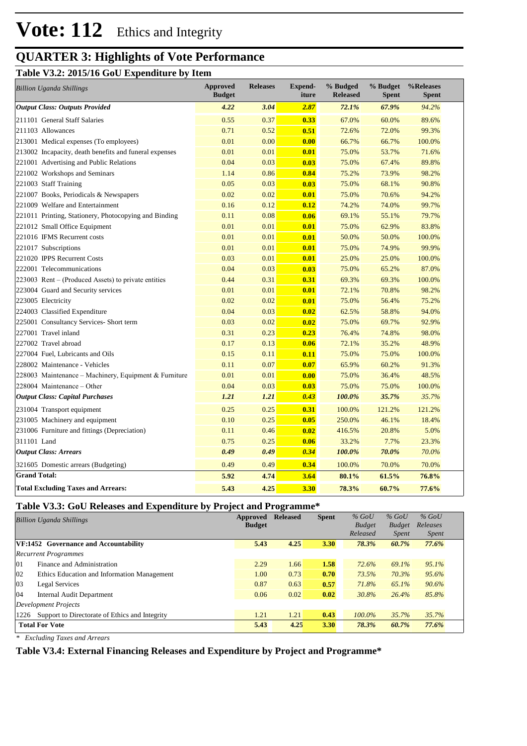# Vote: 112 Ethics and Integrity

## QUARTER 3: Highlights of Vote Performance

### Table V3.2: 2015/16 GoU Expenditure by Item

| *Billion Uganda Shillings* | Approved Budget | Releases | Expend-iture | % Budged Released | % Budget Spent | %Releases Spent |
|---|---|---|---|---|---|---|
| ***Output Class: Outputs Provided*** | ***4.22*** | ***3.04*** | ***2.87*** | ***72.1%*** | ***67.9%*** | *94.2%* |
| 211101 General Staff Salaries | 0.55 | 0.37 | **0.33** | 67.0% | 60.0% | 89.6% |
| 211103 Allowances | 0.71 | 0.52 | **0.51** | 72.6% | 72.0% | 99.3% |
| 213001 Medical expenses (To employees) | 0.01 | 0.00 | **0.00** | 66.7% | 66.7% | 100.0% |
| 213002 Incapacity, death benefits and funeral expenses | 0.01 | 0.01 | **0.01** | 75.0% | 53.7% | 71.6% |
| 221001 Advertising and Public Relations | 0.04 | 0.03 | **0.03** | 75.0% | 67.4% | 89.8% |
| 221002 Workshops and Seminars | 1.14 | 0.86 | **0.84** | 75.2% | 73.9% | 98.2% |
| 221003 Staff Training | 0.05 | 0.03 | **0.03** | 75.0% | 68.1% | 90.8% |
| 221007 Books, Periodicals & Newspapers | 0.02 | 0.02 | **0.01** | 75.0% | 70.6% | 94.2% |
| 221009 Welfare and Entertainment | 0.16 | 0.12 | **0.12** | 74.2% | 74.0% | 99.7% |
| 221011 Printing, Stationery, Photocopying and Binding | 0.11 | 0.08 | **0.06** | 69.1% | 55.1% | 79.7% |
| 221012 Small Office Equipment | 0.01 | 0.01 | **0.01** | 75.0% | 62.9% | 83.8% |
| 221016 IFMS Recurrent costs | 0.01 | 0.01 | **0.01** | 50.0% | 50.0% | 100.0% |
| 221017 Subscriptions | 0.01 | 0.01 | **0.01** | 75.0% | 74.9% | 99.9% |
| 221020 IPPS Recurrent Costs | 0.03 | 0.01 | **0.01** | 25.0% | 25.0% | 100.0% |
| 222001 Telecommunications | 0.04 | 0.03 | **0.03** | 75.0% | 65.2% | 87.0% |
| 223003 Rent – (Produced Assets) to private entities | 0.44 | 0.31 | **0.31** | 69.3% | 69.3% | 100.0% |
| 223004 Guard and Security services | 0.01 | 0.01 | **0.01** | 72.1% | 70.8% | 98.2% |
| 223005 Electricity | 0.02 | 0.02 | **0.01** | 75.0% | 56.4% | 75.2% |
| 224003 Classified Expenditure | 0.04 | 0.03 | **0.02** | 62.5% | 58.8% | 94.0% |
| 225001 Consultancy Services- Short term | 0.03 | 0.02 | **0.02** | 75.0% | 69.7% | 92.9% |
| 227001 Travel inland | 0.31 | 0.23 | **0.23** | 76.4% | 74.8% | 98.0% |
| 227002 Travel abroad | 0.17 | 0.13 | **0.06** | 72.1% | 35.2% | 48.9% |
| 227004 Fuel, Lubricants and Oils | 0.15 | 0.11 | **0.11** | 75.0% | 75.0% | 100.0% |
| 228002 Maintenance - Vehicles | 0.11 | 0.07 | **0.07** | 65.9% | 60.2% | 91.3% |
| 228003 Maintenance – Machinery, Equipment & Furniture | 0.01 | 0.01 | **0.00** | 75.0% | 36.4% | 48.5% |
| 228004 Maintenance – Other | 0.04 | 0.03 | **0.03** | 75.0% | 75.0% | 100.0% |
| ***Output Class: Capital Purchases*** | ***1.21*** | ***1.21*** | ***0.43*** | ***100.0%*** | ***35.7%*** | *35.7%* |
| 231004 Transport equipment | 0.25 | 0.25 | **0.31** | 100.0% | 121.2% | 121.2% |
| 231005 Machinery and equipment | 0.10 | 0.25 | **0.05** | 250.0% | 46.1% | 18.4% |
| 231006 Furniture and fittings (Depreciation) | 0.11 | 0.46 | **0.02** | 416.5% | 20.8% | 5.0% |
| 311101 Land | 0.75 | 0.25 | **0.06** | 33.2% | 7.7% | 23.3% |
| ***Output Class: Arrears*** | ***0.49*** | ***0.49*** | ***0.34*** | ***100.0%*** | ***70.0%*** | *70.0%* |
| 321605 Domestic arrears (Budgeting) | 0.49 | 0.49 | **0.34** | 100.0% | 70.0% | 70.0% |
| **Grand Total:** | **5.92** | **4.74** | **3.64** | **80.1%** | **61.5%** | **76.8%** |
| **Total Excluding Taxes and Arrears:** | **5.43** | **4.25** | **3.30** | **78.3%** | **60.7%** | **77.6%** |

### Table V3.3: GoU Releases and Expenditure by Project and Programme*

| *Billion Uganda Shillings* | Approved Budget | Released | Spent | *% GoU Budget Released* | *% GoU Budget Spent* | *% GoU Releases Spent* |
|---|---|---|---|---|---|---|
| **VF:1452 Governance and Accountability** | **5.43** | **4.25** | **3.30** | ***78.3%*** | ***60.7%*** | ***77.6%*** |
| *Recurrent Programmes* | | | | | | |
| 01 Finance and Administration | 2.29 | 1.66 | **1.58** | *72.6%* | *69.1%* | *95.1%* |
| 02 Ethics Education and Information Management | 1.00 | 0.73 | **0.70** | *73.5%* | *70.3%* | *95.6%* |
| 03 Legal Services | 0.87 | 0.63 | **0.57** | *71.8%* | *65.1%* | *90.6%* |
| 04 Internal Audit Department | 0.06 | 0.02 | **0.02** | *30.8%* | *26.4%* | *85.8%* |
| *Development Projects* | | | | | | |
| 1226 Support to Directorate of Ethics and Integrity | 1.21 | 1.21 | **0.43** | *100.0%* | *35.7%* | *35.7%* |
| **Total For Vote** | **5.43** | **4.25** | **3.30** | ***78.3%*** | ***60.7%*** | ***77.6%*** |

*\* Excluding Taxes and Arrears*

### Table V3.4: External Financing Releases and Expenditure by Project and Programme*